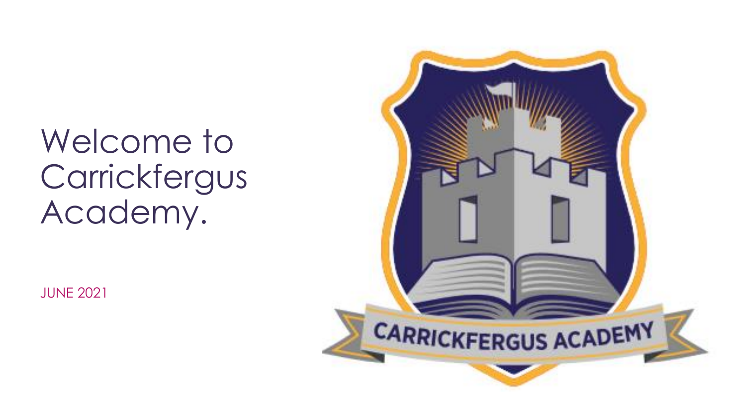# Welcome to Carrickfergus Academy.

JUNE 2021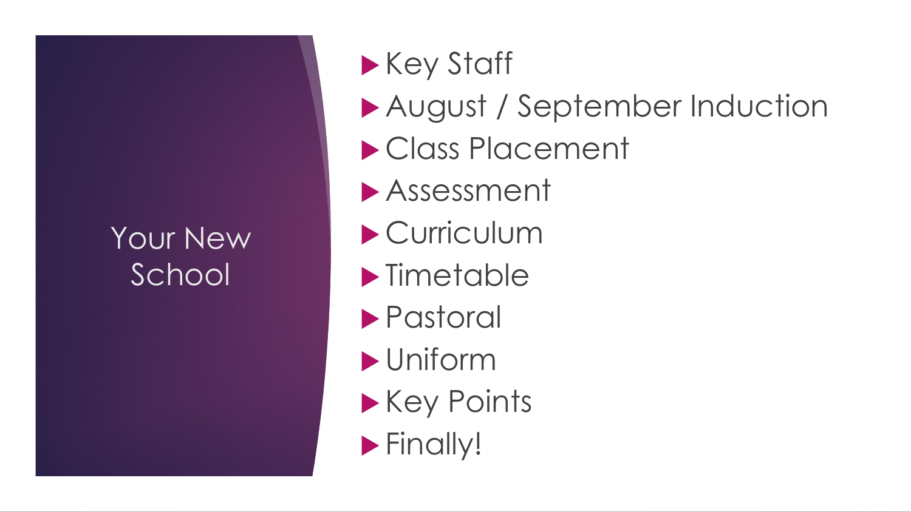# Your New School

- Key Staff
- August / September Induction
- Class Placement
- Assessment
- Curriculum
- Timetable
- Pastoral
- Uniform
- Key Points
- Finally!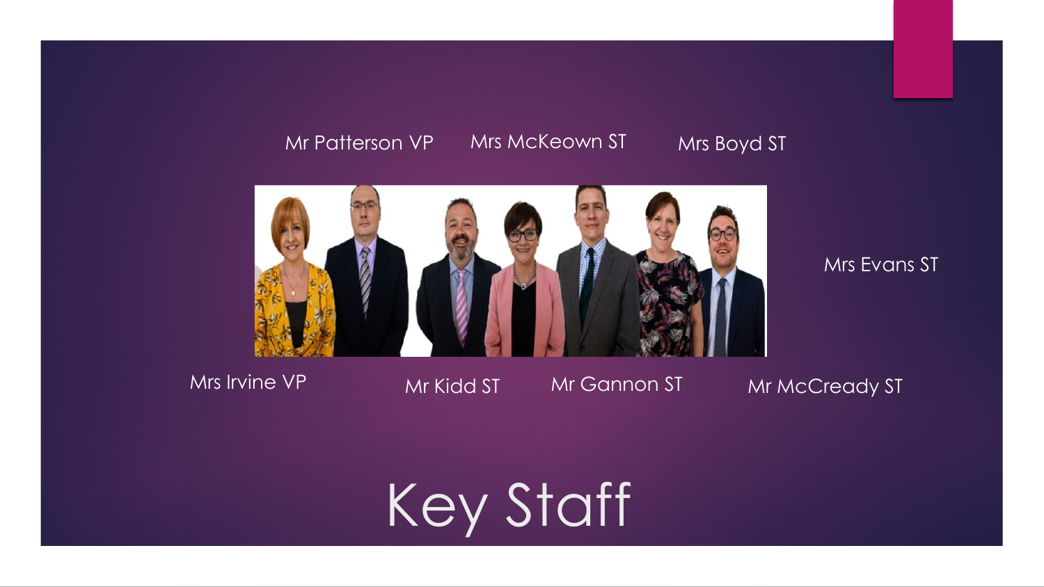# Key Staff

Mr Patterson VP

Mrs McKeown ST

Mrs Boyd ST

Mrs Evans ST

Mrs Irvine VP

Mr Kidd ST

Mr Gannon ST

Mr McCready ST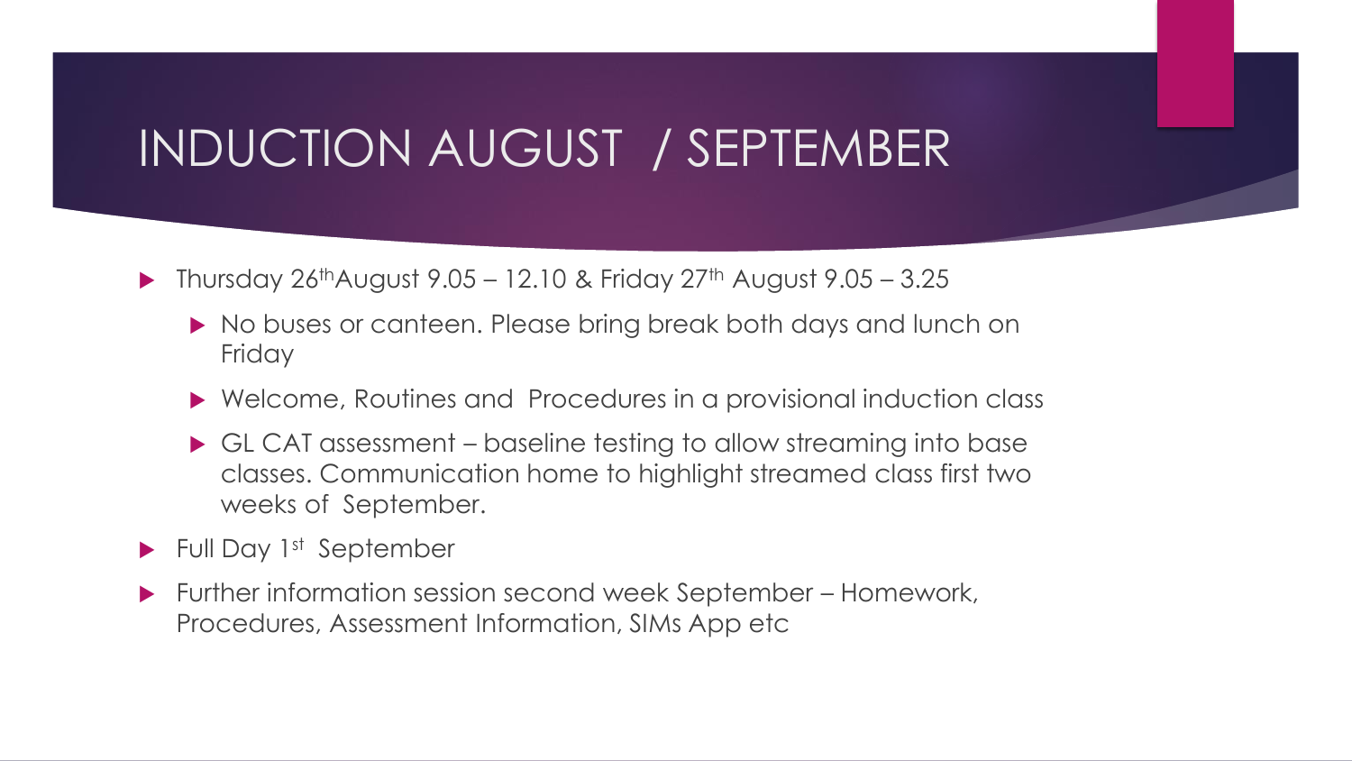# INDUCTION AUGUST / SEPTEMBER

- Thursday 26th August 9.05 – 12.10 & Friday 27th August 9.05 – 3.25
  - No buses or canteen. Please bring break both days and lunch on Friday
  - Welcome, Routines and Procedures in a provisional induction class
  - GL CAT assessment – baseline testing to allow streaming into base classes. Communication home to highlight streamed class first two weeks of September.
- Full Day 1st September
- Further information session second week September – Homework, Procedures, Assessment Information, SIMs App etc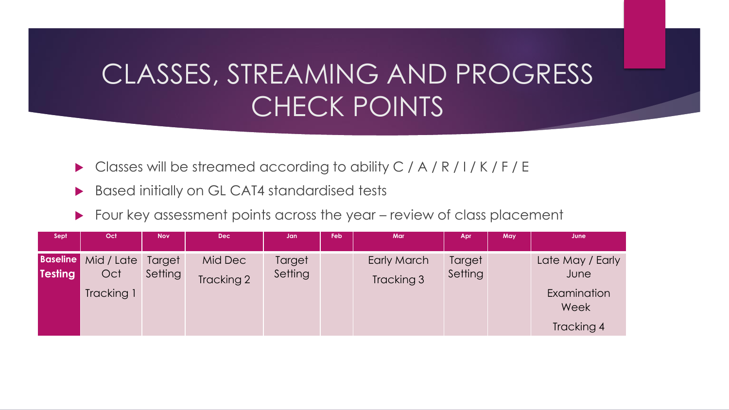# CLASSES, STREAMING AND PROGRESS CHECK POINTS

- Classes will be streamed according to ability C / A / R / I / K / F / E
- Based initially on GL CAT4 standardised tests
- Four key assessment points across the year – review of class placement

| Sept | Oct | Nov | Dec | Jan | Feb | Mar | Apr | May | June |
|---|---|---|---|---|---|---|---|---|---|
| **Baseline Testing** | Mid / Late Oct<br>Tracking 1 | Target Setting | Mid Dec<br>Tracking 2 | Target Setting | | Early March<br>Tracking 3 | Target Setting | | Late May / Early June<br>Examination Week<br>Tracking 4 |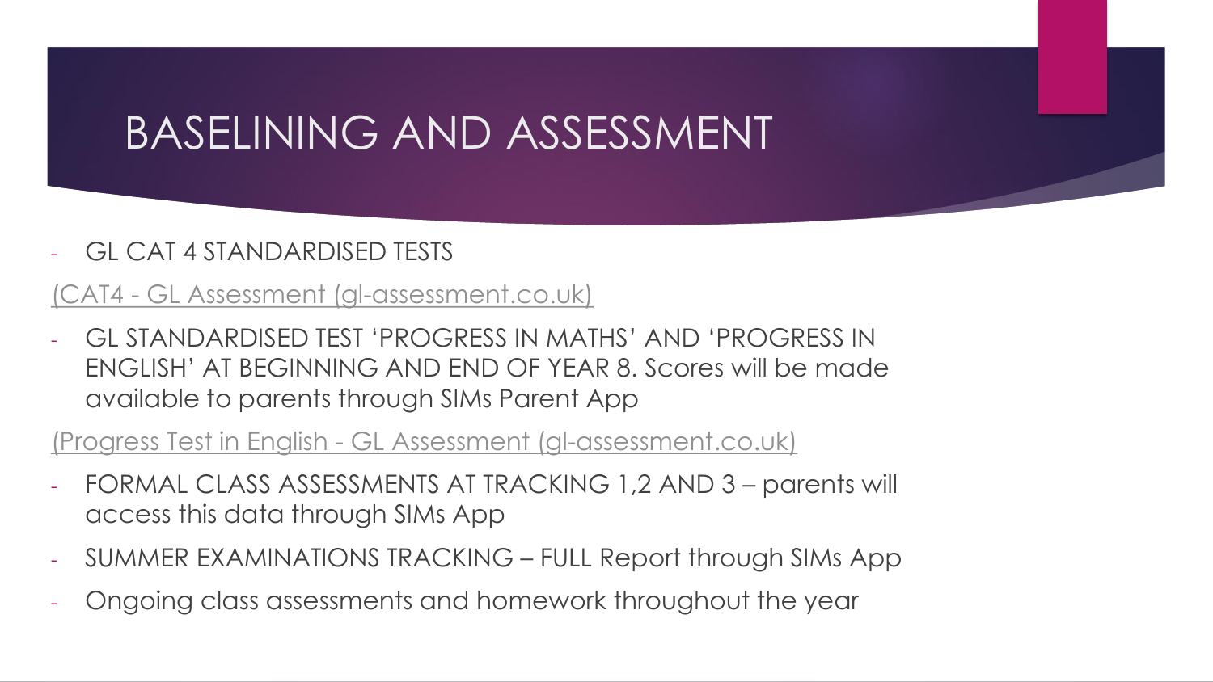# BASELINING AND ASSESSMENT

- GL CAT 4 STANDARDISED TESTS

(CAT4 - GL Assessment (gl-assessment.co.uk))

- GL STANDARDISED TEST 'PROGRESS IN MATHS' AND 'PROGRESS IN ENGLISH' AT BEGINNING AND END OF YEAR 8. Scores will be made available to parents through SIMs Parent App

(Progress Test in English - GL Assessment (gl-assessment.co.uk))

- FORMAL CLASS ASSESSMENTS AT TRACKING 1,2 AND 3 – parents will access this data through SIMs App
- SUMMER EXAMINATIONS TRACKING – FULL Report through SIMs App
- Ongoing class assessments and homework throughout the year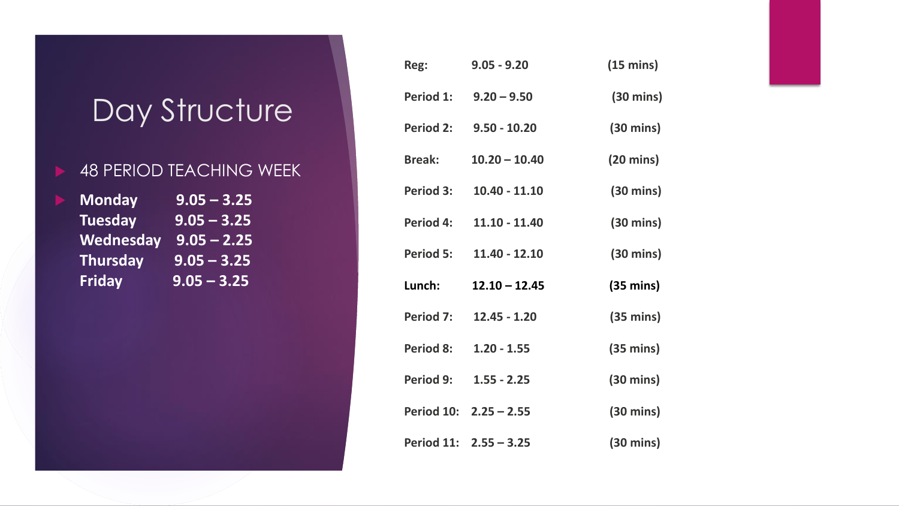# Day Structure

- 48 PERIOD TEACHING WEEK
- **Monday 9.05 – 3.25**
  **Tuesday 9.05 – 3.25**
  **Wednesday 9.05 – 2.25**
  **Thursday 9.05 – 3.25**
  **Friday 9.05 – 3.25**

| | | |
|---|---|---|
| **Reg:** | **9.05 - 9.20** | **(15 mins)** |
| **Period 1:** | **9.20 – 9.50** | **(30 mins)** |
| **Period 2:** | **9.50 - 10.20** | **(30 mins)** |
| **Break:** | **10.20 – 10.40** | **(20 mins)** |
| **Period 3:** | **10.40 - 11.10** | **(30 mins)** |
| **Period 4:** | **11.10 - 11.40** | **(30 mins)** |
| **Period 5:** | **11.40 - 12.10** | **(30 mins)** |
| **Lunch:** | **12.10 – 12.45** | **(35 mins)** |
| **Period 7:** | **12.45 - 1.20** | **(35 mins)** |
| **Period 8:** | **1.20 - 1.55** | **(35 mins)** |
| **Period 9:** | **1.55 - 2.25** | **(30 mins)** |
| **Period 10:** | **2.25 – 2.55** | **(30 mins)** |
| **Period 11:** | **2.55 – 3.25** | **(30 mins)** |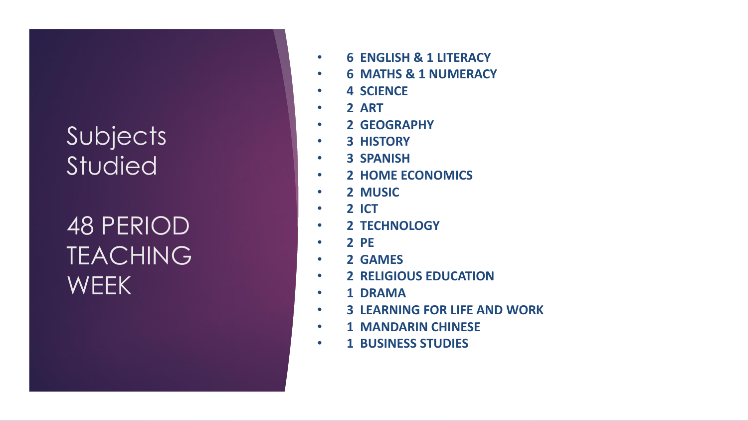# Subjects Studied

## 48 PERIOD TEACHING WEEK

- **6 ENGLISH & 1 LITERACY**
- **6 MATHS & 1 NUMERACY**
- **4 SCIENCE**
- **2 ART**
- **2 GEOGRAPHY**
- **3 HISTORY**
- **3 SPANISH**
- **2 HOME ECONOMICS**
- **2 MUSIC**
- **2 ICT**
- **2 TECHNOLOGY**
- **2 PE**
- **2 GAMES**
- **2 RELIGIOUS EDUCATION**
- **1 DRAMA**
- **3 LEARNING FOR LIFE AND WORK**
- **1 MANDARIN CHINESE**
- **1 BUSINESS STUDIES**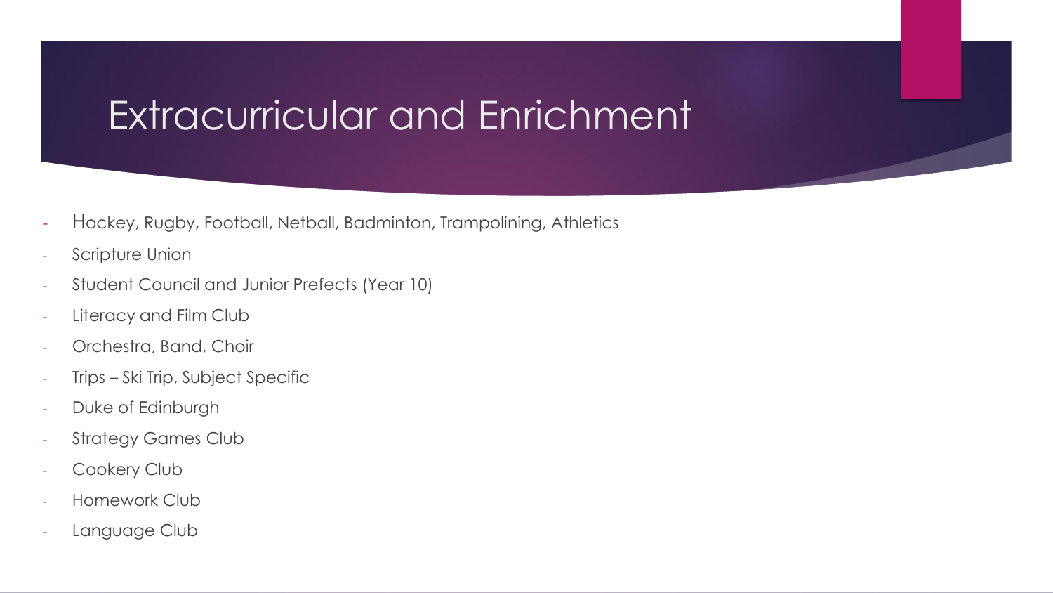# Extracurricular and Enrichment

- Hockey, Rugby, Football, Netball, Badminton, Trampolining, Athletics
- Scripture Union
- Student Council and Junior Prefects (Year 10)
- Literacy and Film Club
- Orchestra, Band, Choir
- Trips – Ski Trip, Subject Specific
- Duke of Edinburgh
- Strategy Games Club
- Cookery Club
- Homework Club
- Language Club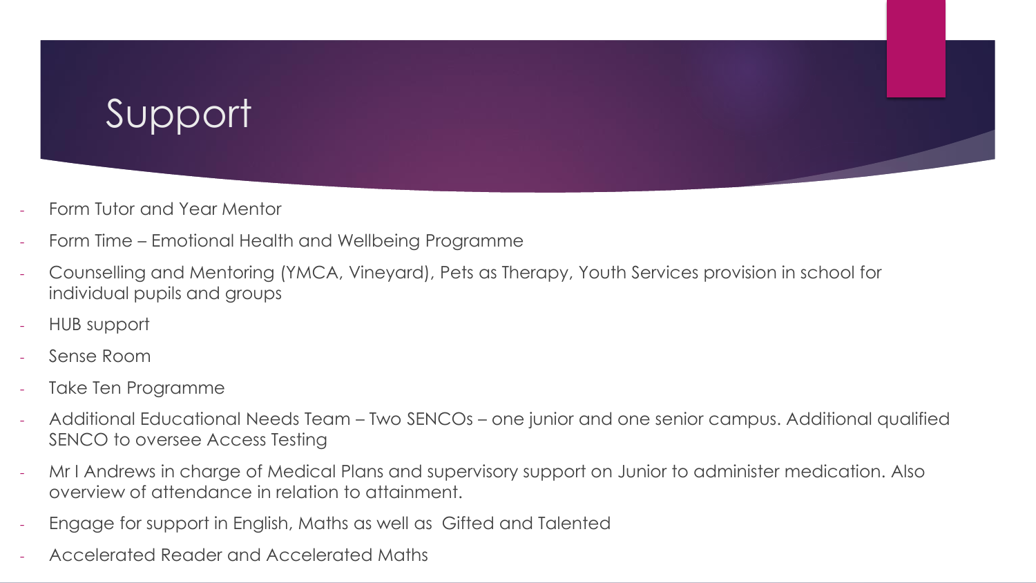# Support

- Form Tutor and Year Mentor
- Form Time – Emotional Health and Wellbeing Programme
- Counselling and Mentoring (YMCA, Vineyard), Pets as Therapy, Youth Services provision in school for individual pupils and groups
- HUB support
- Sense Room
- Take Ten Programme
- Additional Educational Needs Team – Two SENCOs – one junior and one senior campus. Additional qualified SENCO to oversee Access Testing
- Mr I Andrews in charge of Medical Plans and supervisory support on Junior to administer medication. Also overview of attendance in relation to attainment.
- Engage for support in English, Maths as well as  Gifted and Talented
- Accelerated Reader and Accelerated Maths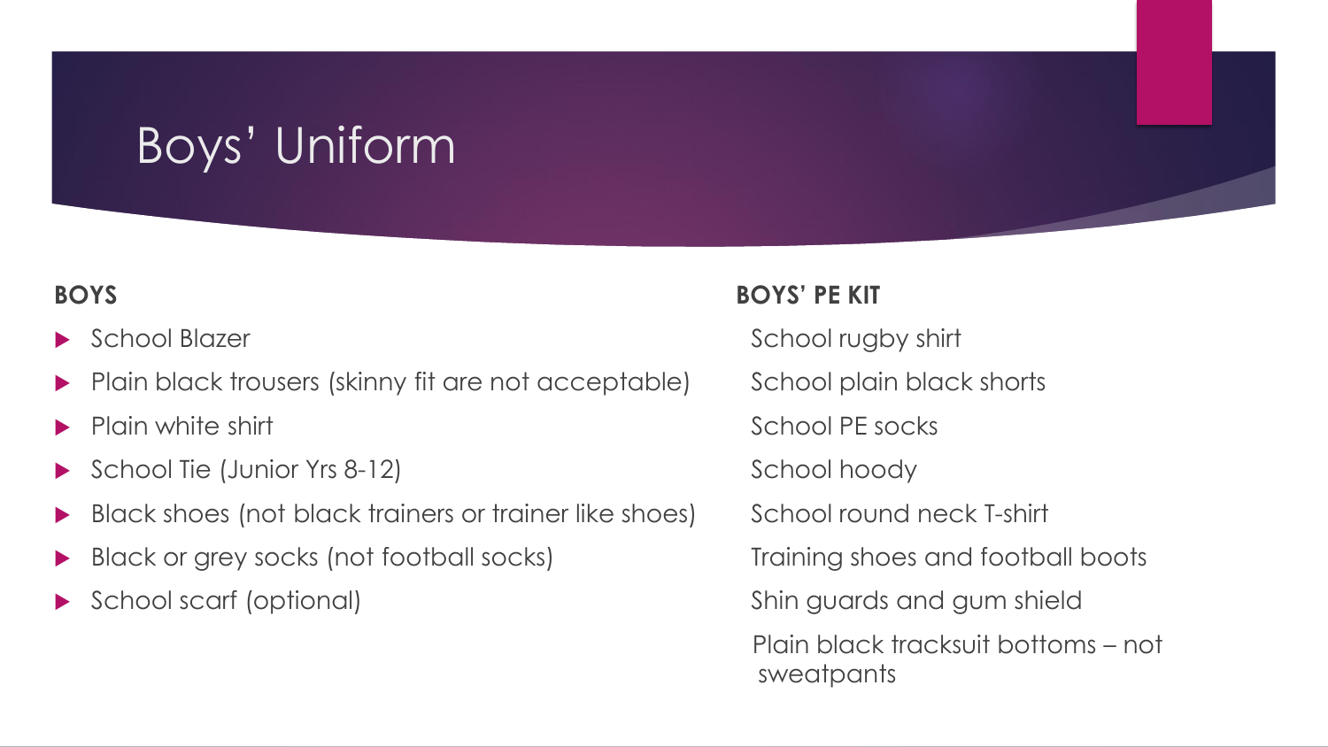# Boys' Uniform

**BOYS**

- School Blazer
- Plain black trousers (skinny fit are not acceptable)
- Plain white shirt
- School Tie (Junior Yrs 8-12)
- Black shoes (not black trainers or trainer like shoes)
- Black or grey socks (not football socks)
- School scarf (optional)

**BOYS' PE KIT**

School rugby shirt

School plain black shorts

School PE socks

School hoody

School round neck T-shirt

Training shoes and football boots

Shin guards and gum shield

Plain black tracksuit bottoms – not sweatpants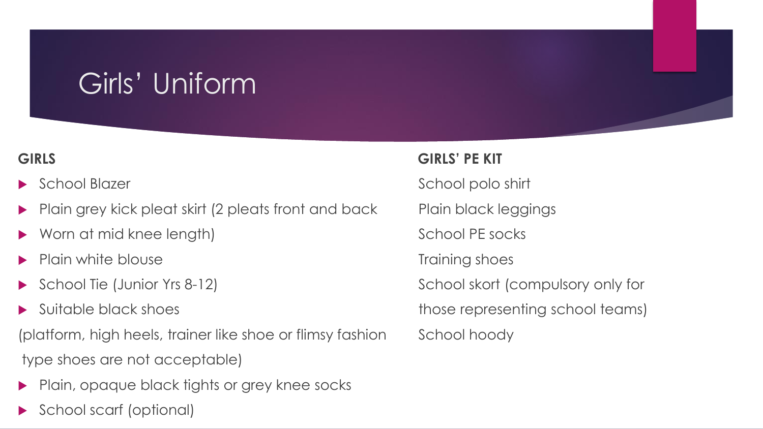# Girls' Uniform

**GIRLS**

- School Blazer
- Plain grey kick pleat skirt (2 pleats front and back
- Worn at mid knee length)
- Plain white blouse
- School Tie (Junior Yrs 8-12)
- Suitable black shoes

(platform, high heels, trainer like shoe or flimsy fashion type shoes are not acceptable)

- Plain, opaque black tights or grey knee socks
- School scarf (optional)

**GIRLS' PE KIT**

School polo shirt

Plain black leggings

School PE socks

Training shoes

School skort (compulsory only for those representing school teams)

School hoody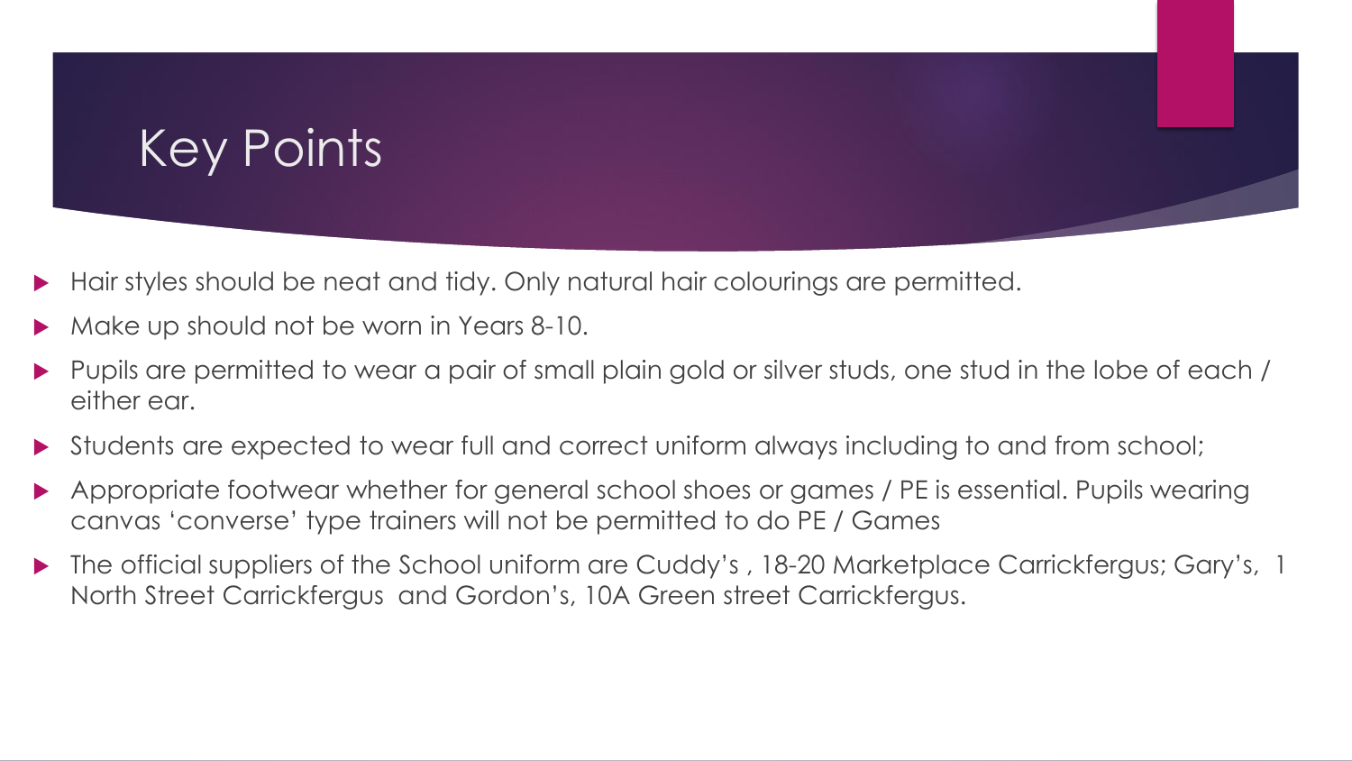# Key Points

- Hair styles should be neat and tidy. Only natural hair colourings are permitted.
- Make up should not be worn in Years 8-10.
- Pupils are permitted to wear a pair of small plain gold or silver studs, one stud in the lobe of each / either ear.
- Students are expected to wear full and correct uniform always including to and from school;
- Appropriate footwear whether for general school shoes or games / PE is essential. Pupils wearing canvas 'converse' type trainers will not be permitted to do PE / Games
- The official suppliers of the School uniform are Cuddy's , 18-20 Marketplace Carrickfergus; Gary's, 1 North Street Carrickfergus and Gordon's, 10A Green street Carrickfergus.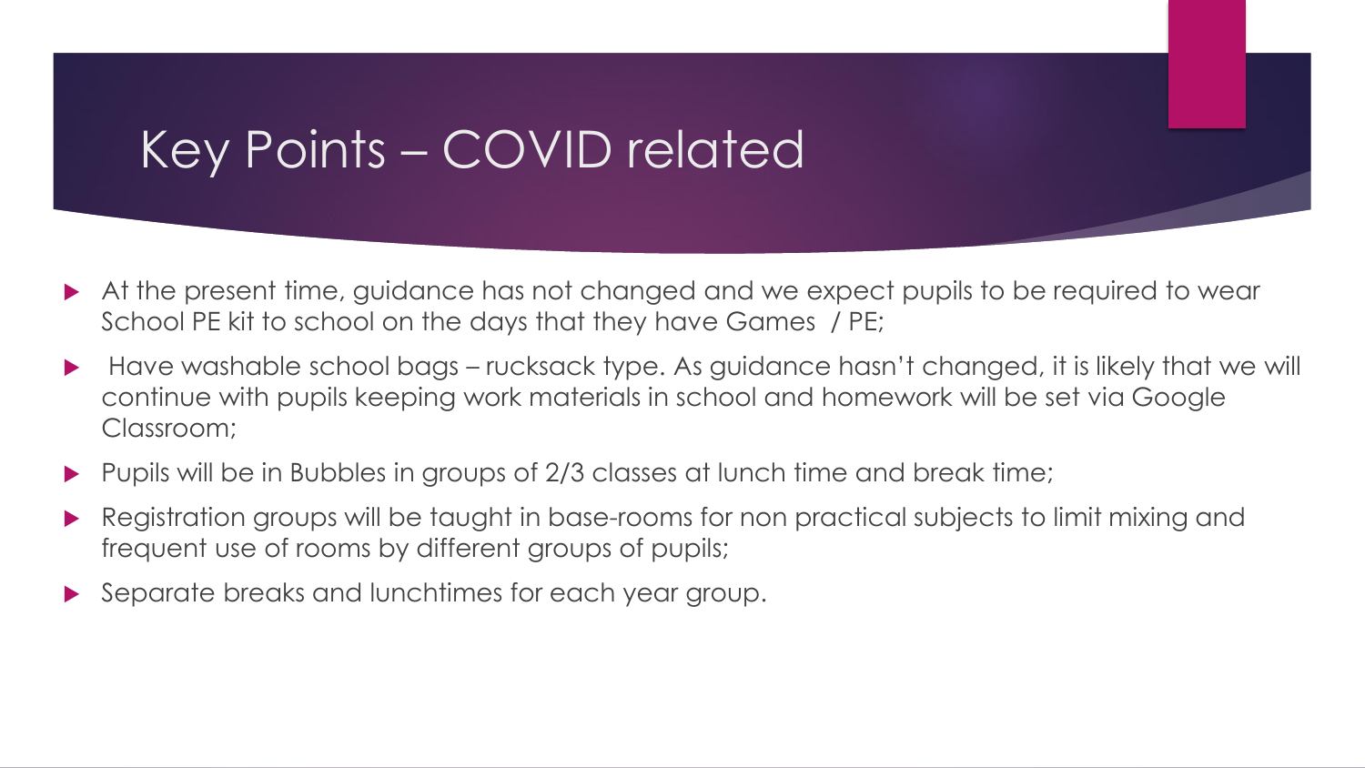# Key Points – COVID related

- At the present time, guidance has not changed and we expect pupils to be required to wear School PE kit to school on the days that they have Games / PE;
- Have washable school bags – rucksack type. As guidance hasn't changed, it is likely that we will continue with pupils keeping work materials in school and homework will be set via Google Classroom;
- Pupils will be in Bubbles in groups of 2/3 classes at lunch time and break time;
- Registration groups will be taught in base-rooms for non practical subjects to limit mixing and frequent use of rooms by different groups of pupils;
- Separate breaks and lunchtimes for each year group.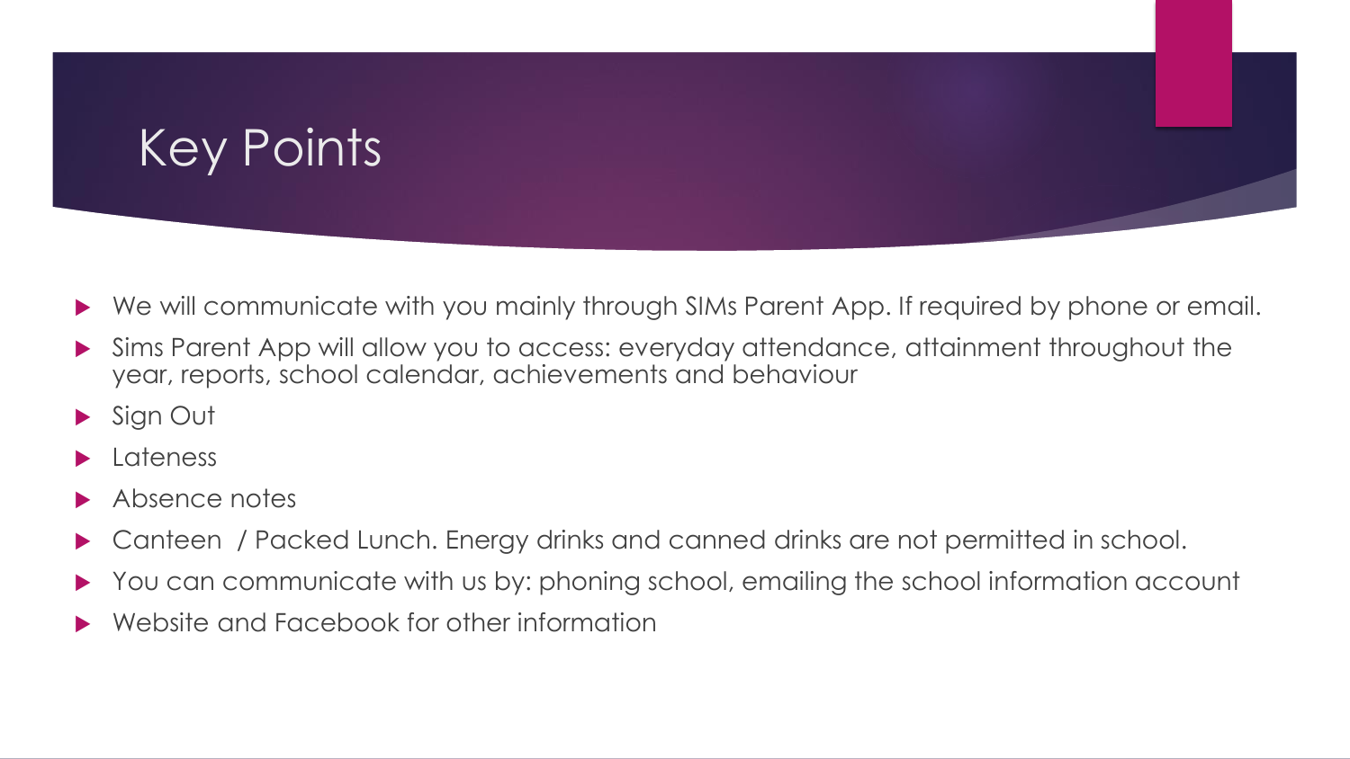# Key Points

- We will communicate with you mainly through SIMs Parent App. If required by phone or email.
- Sims Parent App will allow you to access: everyday attendance, attainment throughout the year, reports, school calendar, achievements and behaviour
- Sign Out
- Lateness
- Absence notes
- Canteen / Packed Lunch. Energy drinks and canned drinks are not permitted in school.
- You can communicate with us by: phoning school, emailing the school information account
- Website and Facebook for other information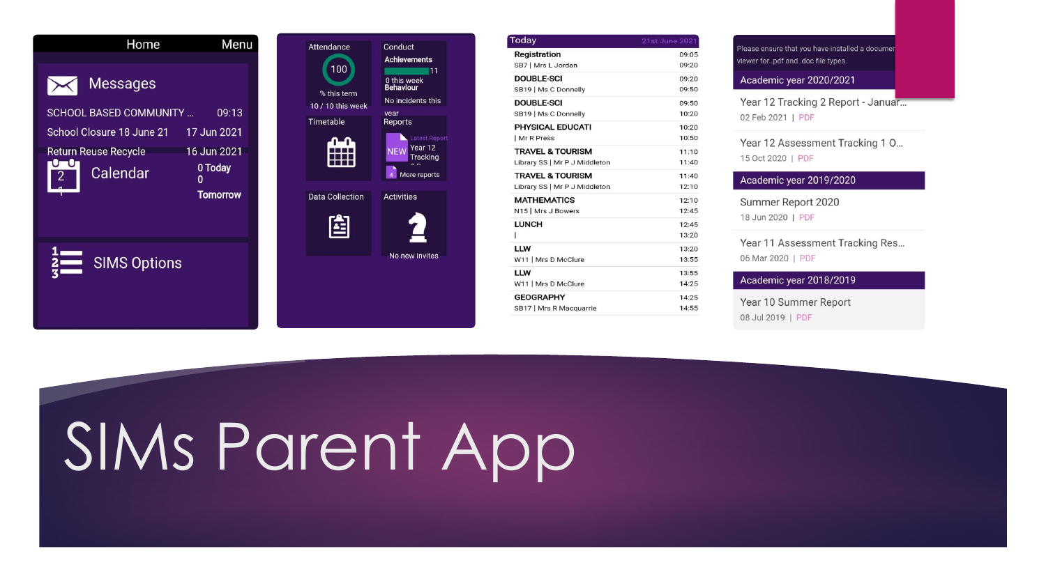# SIMs Parent App

## Home

Menu

**Messages**

SCHOOL BASED COMMUNITY ... 09:13

School Closure 18 June 21 17 Jun 2021

Return Reuse Recycle 16 Jun 2021

**Calendar**

0 Today

0 Tomorrow

**SIMS Options**

---

**Attendance**

100

% this term

10 / 10 this week

**Conduct**

Achievements

11

0 this week

Behaviour

No incidents this year

**Timetable**

**Reports**

Latest Report

NEW Year 12 Tracking

4 More reports

**Data Collection**

**Activities**

No new invites

---

**Today** 21st June 2021

| Lesson | Time |
|---|---|
| Registration<br>SB7 \| Mrs L Jordan | 09:05<br>09:20 |
| DOUBLE-SCI<br>SB19 \| Ms C Donnelly | 09:20<br>09:50 |
| DOUBLE-SCI<br>SB19 \| Ms C Donnelly | 09:50<br>10:20 |
| PHYSICAL EDUCATI<br>\| Mr R Press | 10:20<br>10:50 |
| TRAVEL & TOURISM<br>Library SS \| Mr P J Middleton | 11:10<br>11:40 |
| TRAVEL & TOURISM<br>Library SS \| Mr P J Middleton | 11:40<br>12:10 |
| MATHEMATICS<br>N15 \| Mrs J Bowers | 12:10<br>12:45 |
| LUNCH<br>\| | 12:45<br>13:20 |
| LLW<br>W11 \| Mrs D McClure | 13:20<br>13:55 |
| LLW<br>W11 \| Mrs D McClure | 13:55<br>14:25 |
| GEOGRAPHY<br>SB17 \| Mrs R Macquarrie | 14:25<br>14:55 |

---

Please ensure that you have installed a documen viewer for .pdf and .doc file types.

**Academic year 2020/2021**

Year 12 Tracking 2 Report - Januar...
02 Feb 2021 | PDF

Year 12 Assessment Tracking 1 O...
15 Oct 2020 | PDF

**Academic year 2019/2020**

Summer Report 2020
18 Jun 2020 | PDF

Year 11 Assessment Tracking Res...
06 Mar 2020 | PDF

**Academic year 2018/2019**

Year 10 Summer Report
08 Jul 2019 | PDF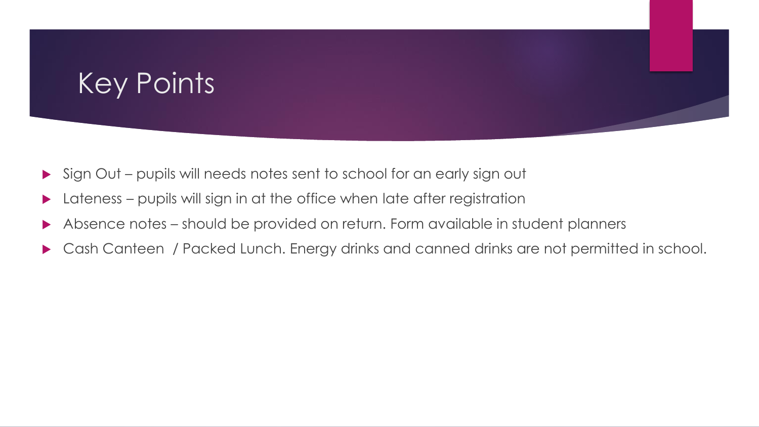# Key Points

- Sign Out – pupils will needs notes sent to school for an early sign out
- Lateness – pupils will sign in at the office when late after registration
- Absence notes – should be provided on return. Form available in student planners
- Cash Canteen / Packed Lunch. Energy drinks and canned drinks are not permitted in school.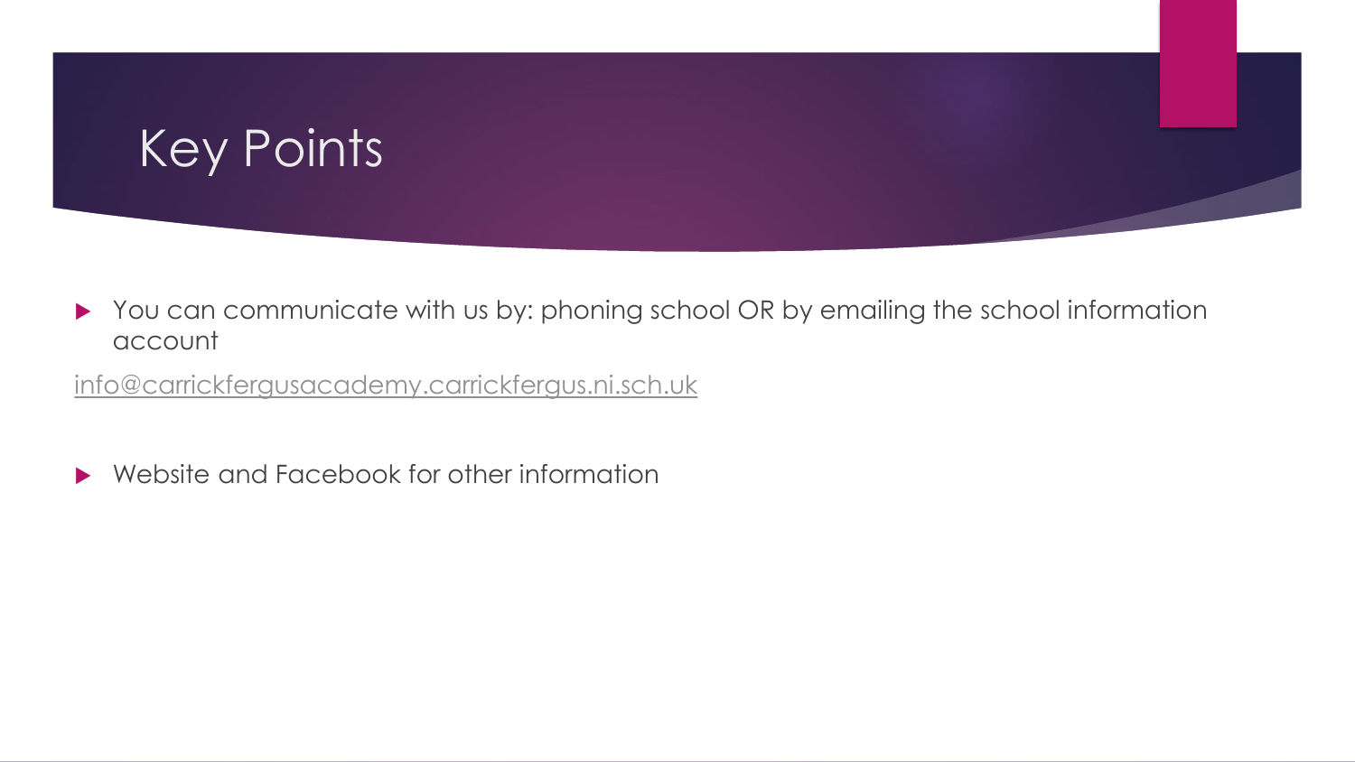# Key Points

- You can communicate with us by: phoning school OR by emailing the school information account

info@carrickfergusacademy.carrickfergus.ni.sch.uk

- Website and Facebook for other information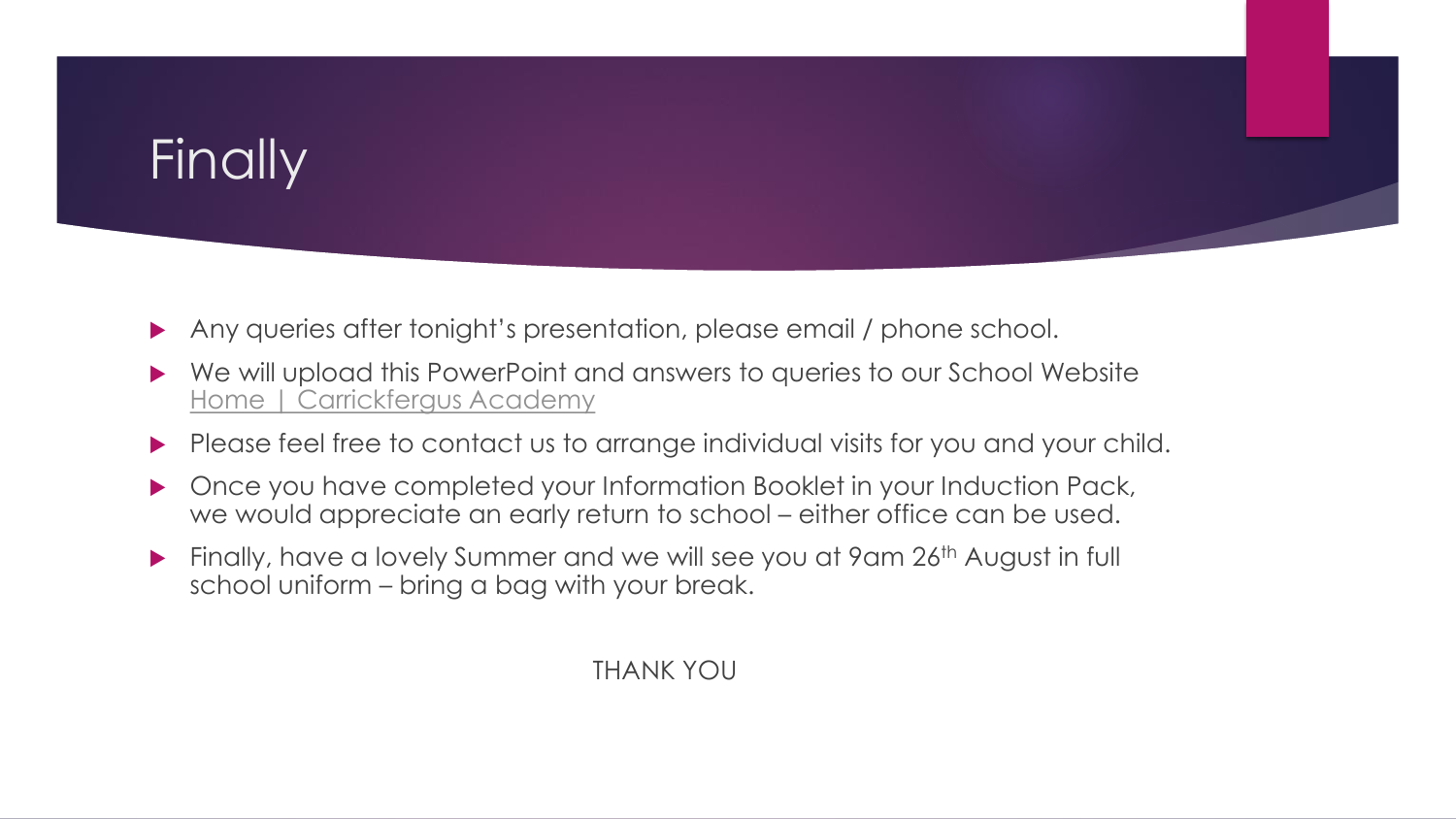# Finally

- Any queries after tonight's presentation, please email / phone school.
- We will upload this PowerPoint and answers to queries to our School Website Home | Carrickfergus Academy
- Please feel free to contact us to arrange individual visits for you and your child.
- Once you have completed your Information Booklet in your Induction Pack, we would appreciate an early return to school – either office can be used.
- Finally, have a lovely Summer and we will see you at 9am 26th August in full school uniform – bring a bag with your break.

THANK YOU